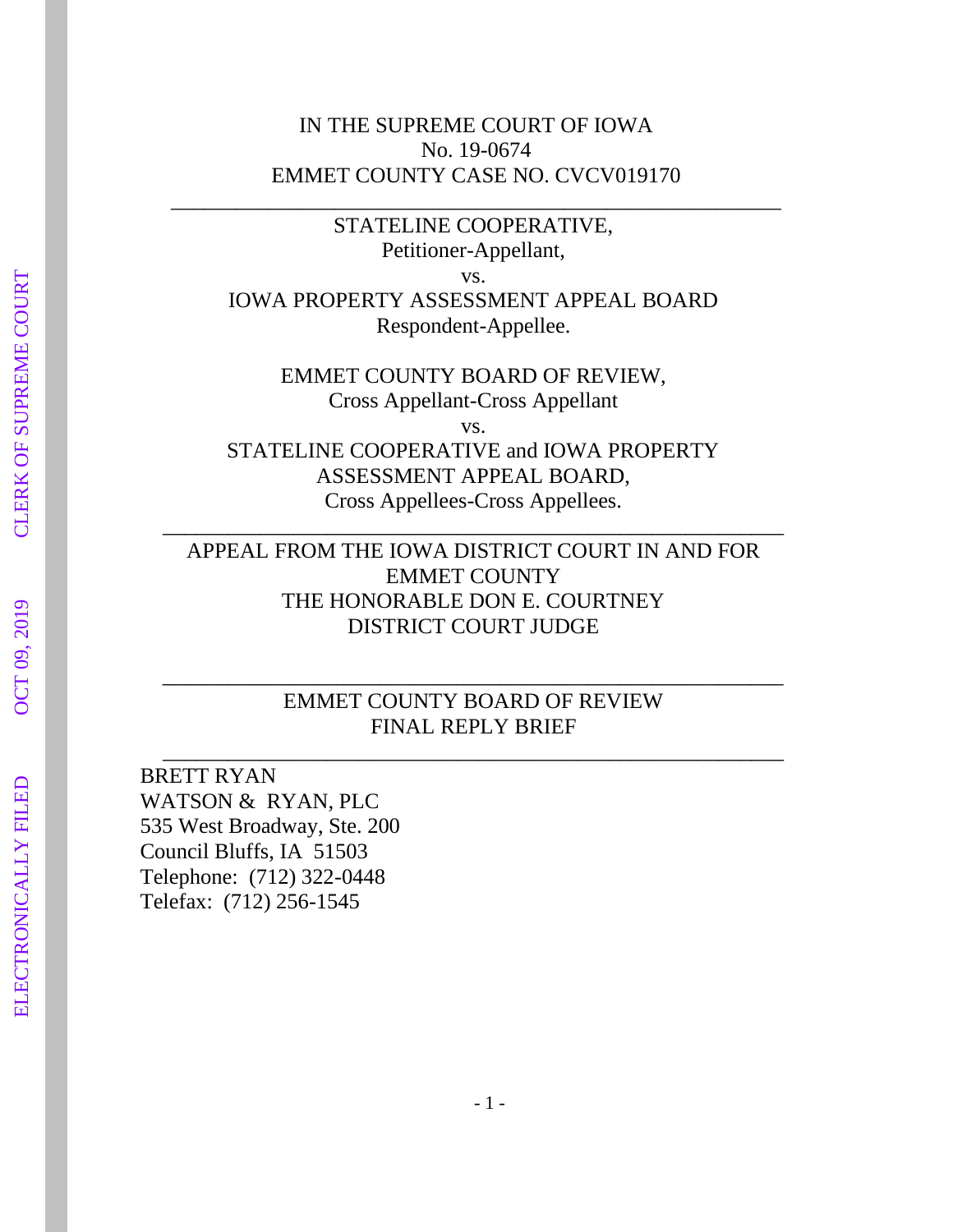IN THE SUPREME COURT OF IOWA
No. 19-0674
EMMET COUNTY CASE NO. CVCV019170

---

STATELINE COOPERATIVE,
Petitioner-Appellant,
vs.
IOWA PROPERTY ASSESSMENT APPEAL BOARD
Respondent-Appellee.

EMMET COUNTY BOARD OF REVIEW,
Cross Appellant-Cross Appellant
vs.
STATELINE COOPERATIVE and IOWA PROPERTY ASSESSMENT APPEAL BOARD,
Cross Appellees-Cross Appellees.

---

APPEAL FROM THE IOWA DISTRICT COURT IN AND FOR EMMET COUNTY
THE HONORABLE DON E. COURTNEY
DISTRICT COURT JUDGE

---

EMMET COUNTY BOARD OF REVIEW
FINAL REPLY BRIEF

---

BRETT RYAN
WATSON & RYAN, PLC
535 West Broadway, Ste. 200
Council Bluffs, IA 51503
Telephone: (712) 322-0448
Telefax: (712) 256-1545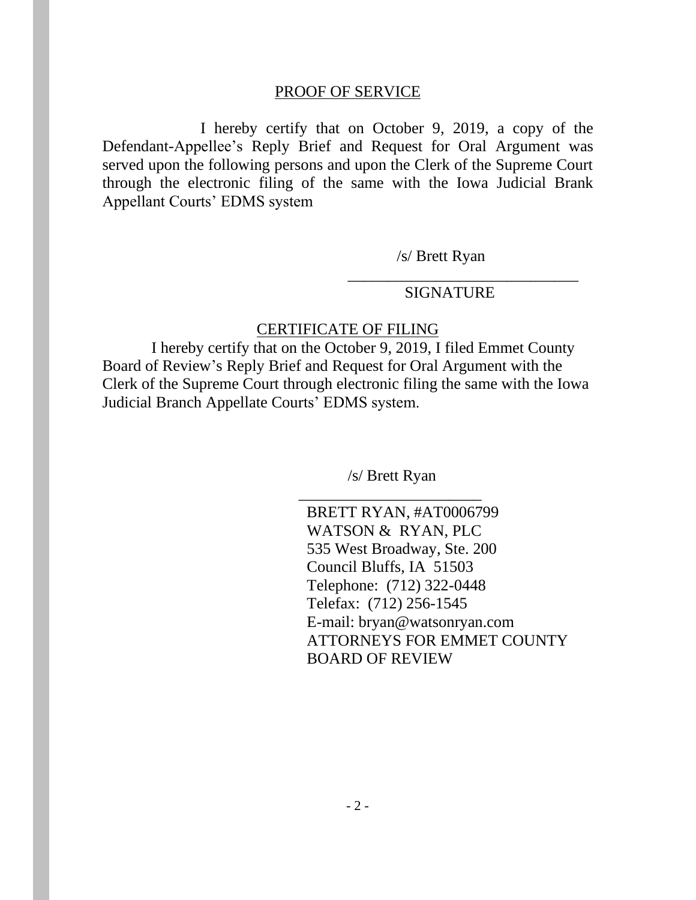## PROOF OF SERVICE

I hereby certify that on October 9, 2019, a copy of the Defendant-Appellee's Reply Brief and Request for Oral Argument was served upon the following persons and upon the Clerk of the Supreme Court through the electronic filing of the same with the Iowa Judicial Brank Appellant Courts' EDMS system

/s/ Brett Ryan

\_\_\_\_\_\_\_\_\_\_\_\_\_\_\_\_\_\_\_\_\_\_\_\_\_\_\_\_\_\_

SIGNATURE

## CERTIFICATE OF FILING

I hereby certify that on the October 9, 2019, I filed Emmet County Board of Review's Reply Brief and Request for Oral Argument with the Clerk of the Supreme Court through electronic filing the same with the Iowa Judicial Branch Appellate Courts' EDMS system.

/s/ Brett Ryan

\_\_\_\_\_\_\_\_\_\_\_\_\_\_\_\_\_\_\_\_\_\_\_\_

BRETT RYAN, #AT0006799
WATSON & RYAN, PLC
535 West Broadway, Ste. 200
Council Bluffs, IA 51503
Telephone: (712) 322-0448
Telefax: (712) 256-1545
E-mail: bryan@watsonryan.com
ATTORNEYS FOR EMMET COUNTY BOARD OF REVIEW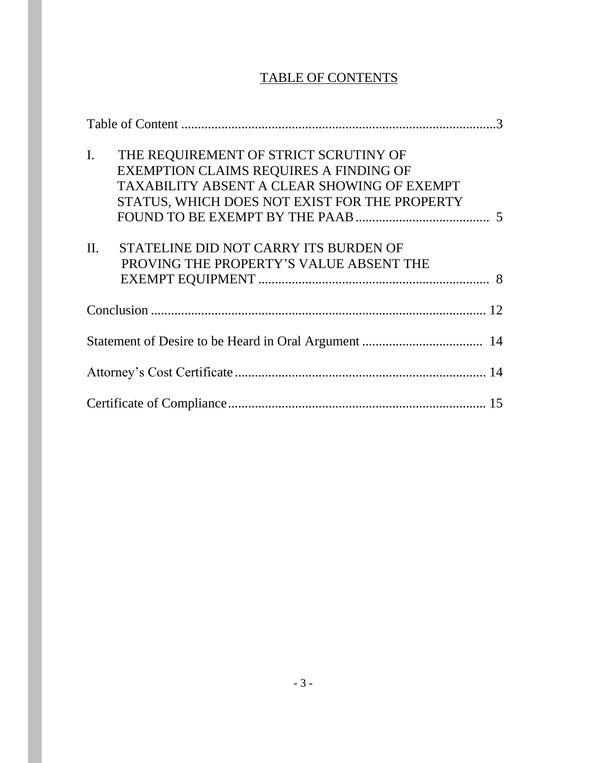# TABLE OF CONTENTS

Table of Content ....................................................................................................3

I. THE REQUIREMENT OF STRICT SCRUTINY OF EXEMPTION CLAIMS REQUIRES A FINDING OF TAXABILITY ABSENT A CLEAR SHOWING OF EXEMPT STATUS, WHICH DOES NOT EXIST FOR THE PROPERTY FOUND TO BE EXEMPT BY THE PAAB ........................................ 5

II. STATELINE DID NOT CARRY ITS BURDEN OF PROVING THE PROPERTY'S VALUE ABSENT THE EXEMPT EQUIPMENT ..................................................................... 8

Conclusion .................................................................................................... 12

Statement of Desire to be Heard in Oral Argument .................................... 14

Attorney's Cost Certificate ........................................................................... 14

Certificate of Compliance ............................................................................. 15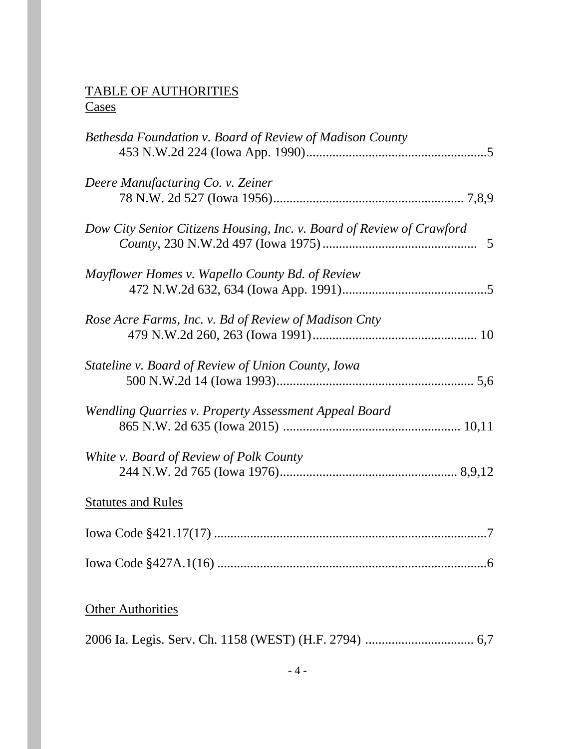TABLE OF AUTHORITIES

Cases

*Bethesda Foundation v. Board of Review of Madison County* 453 N.W.2d 224 (Iowa App. 1990).......................................................5

*Deere Manufacturing Co. v. Zeiner* 78 N.W. 2d 527 (Iowa 1956).......................................................... 7,8,9

*Dow City Senior Citizens Housing, Inc. v. Board of Review of Crawford County*, 230 N.W.2d 497 (Iowa 1975) ............................................... 5

*Mayflower Homes v. Wapello County Bd. of Review* 472 N.W.2d 632, 634 (Iowa App. 1991).............................................5

*Rose Acre Farms, Inc. v. Bd of Review of Madison Cnty* 479 N.W.2d 260, 263 (Iowa 1991).................................................. 10

*Stateline v. Board of Review of Union County, Iowa* 500 N.W.2d 14 (Iowa 1993)........................................................... 5,6

*Wendling Quarries v. Property Assessment Appeal Board* 865 N.W. 2d 635 (Iowa 2015) ..................................................... 10,11

*White v. Board of Review of Polk County* 244 N.W. 2d 765 (Iowa 1976)...................................................... 8,9,12

Statutes and Rules

Iowa Code §421.17(17) ....................................................................................7

Iowa Code §427A.1(16) ...................................................................................6

Other Authorities

2006 Ia. Legis. Serv. Ch. 1158 (WEST) (H.F. 2794) ................................. 6,7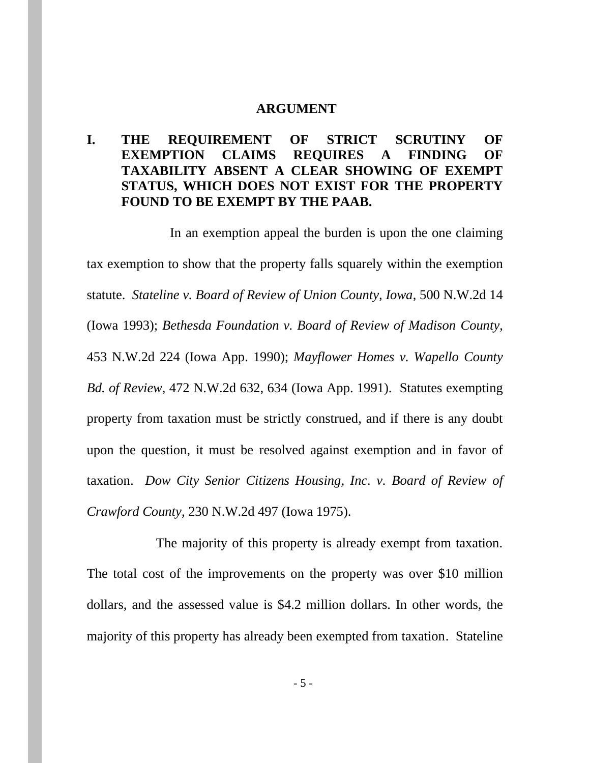## ARGUMENT

### I. THE REQUIREMENT OF STRICT SCRUTINY OF EXEMPTION CLAIMS REQUIRES A FINDING OF TAXABILITY ABSENT A CLEAR SHOWING OF EXEMPT STATUS, WHICH DOES NOT EXIST FOR THE PROPERTY FOUND TO BE EXEMPT BY THE PAAB.

In an exemption appeal the burden is upon the one claiming tax exemption to show that the property falls squarely within the exemption statute. *Stateline v. Board of Review of Union County, Iowa*, 500 N.W.2d 14 (Iowa 1993); *Bethesda Foundation v. Board of Review of Madison County*, 453 N.W.2d 224 (Iowa App. 1990); *Mayflower Homes v. Wapello County Bd. of Review*, 472 N.W.2d 632, 634 (Iowa App. 1991). Statutes exempting property from taxation must be strictly construed, and if there is any doubt upon the question, it must be resolved against exemption and in favor of taxation. *Dow City Senior Citizens Housing, Inc. v. Board of Review of Crawford County*, 230 N.W.2d 497 (Iowa 1975).

The majority of this property is already exempt from taxation. The total cost of the improvements on the property was over $10 million dollars, and the assessed value is $4.2 million dollars. In other words, the majority of this property has already been exempted from taxation. Stateline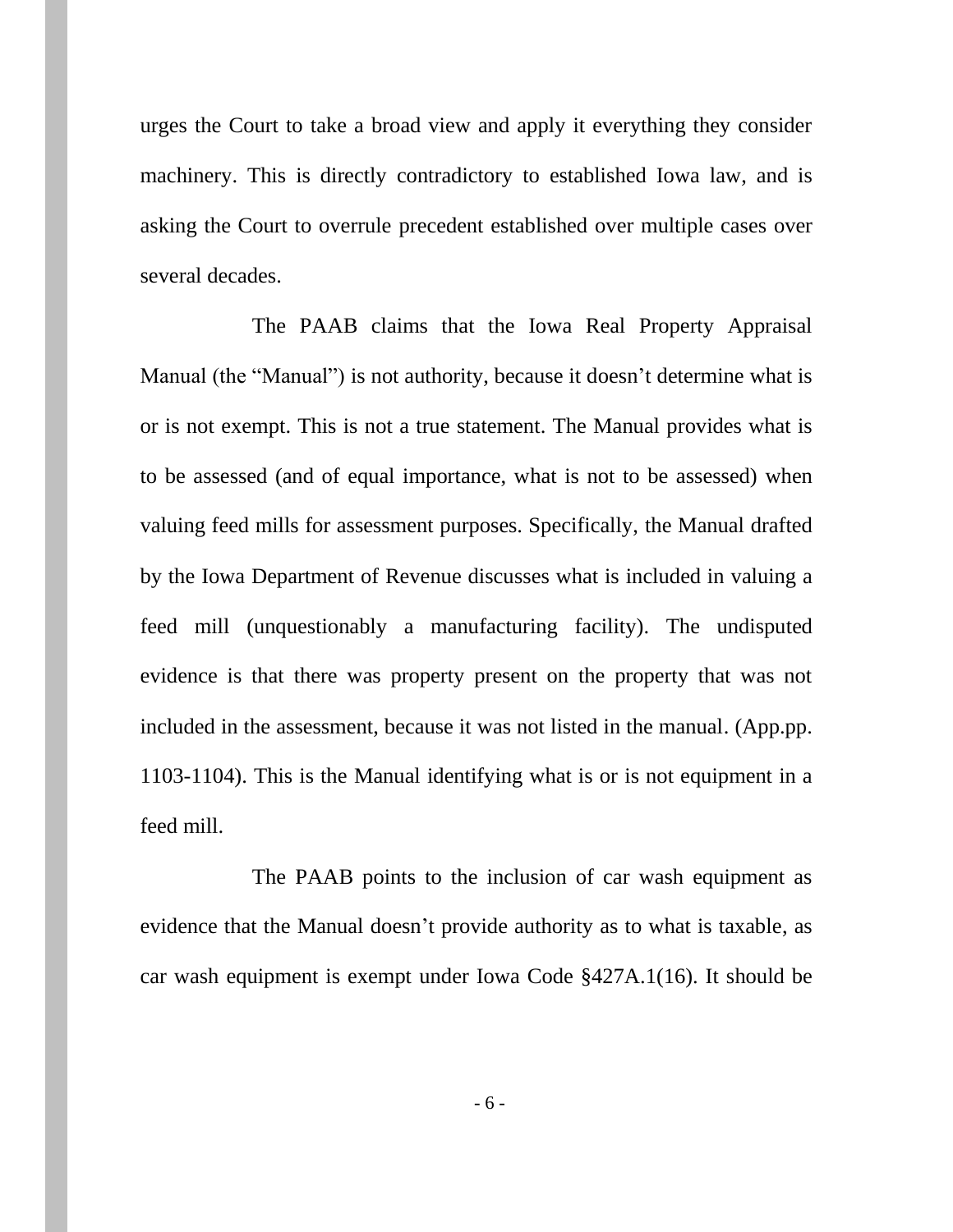urges the Court to take a broad view and apply it everything they consider machinery. This is directly contradictory to established Iowa law, and is asking the Court to overrule precedent established over multiple cases over several decades.

The PAAB claims that the Iowa Real Property Appraisal Manual (the "Manual") is not authority, because it doesn't determine what is or is not exempt. This is not a true statement. The Manual provides what is to be assessed (and of equal importance, what is not to be assessed) when valuing feed mills for assessment purposes. Specifically, the Manual drafted by the Iowa Department of Revenue discusses what is included in valuing a feed mill (unquestionably a manufacturing facility). The undisputed evidence is that there was property present on the property that was not included in the assessment, because it was not listed in the manual. (App.pp. 1103-1104). This is the Manual identifying what is or is not equipment in a feed mill.

The PAAB points to the inclusion of car wash equipment as evidence that the Manual doesn't provide authority as to what is taxable, as car wash equipment is exempt under Iowa Code §427A.1(16). It should be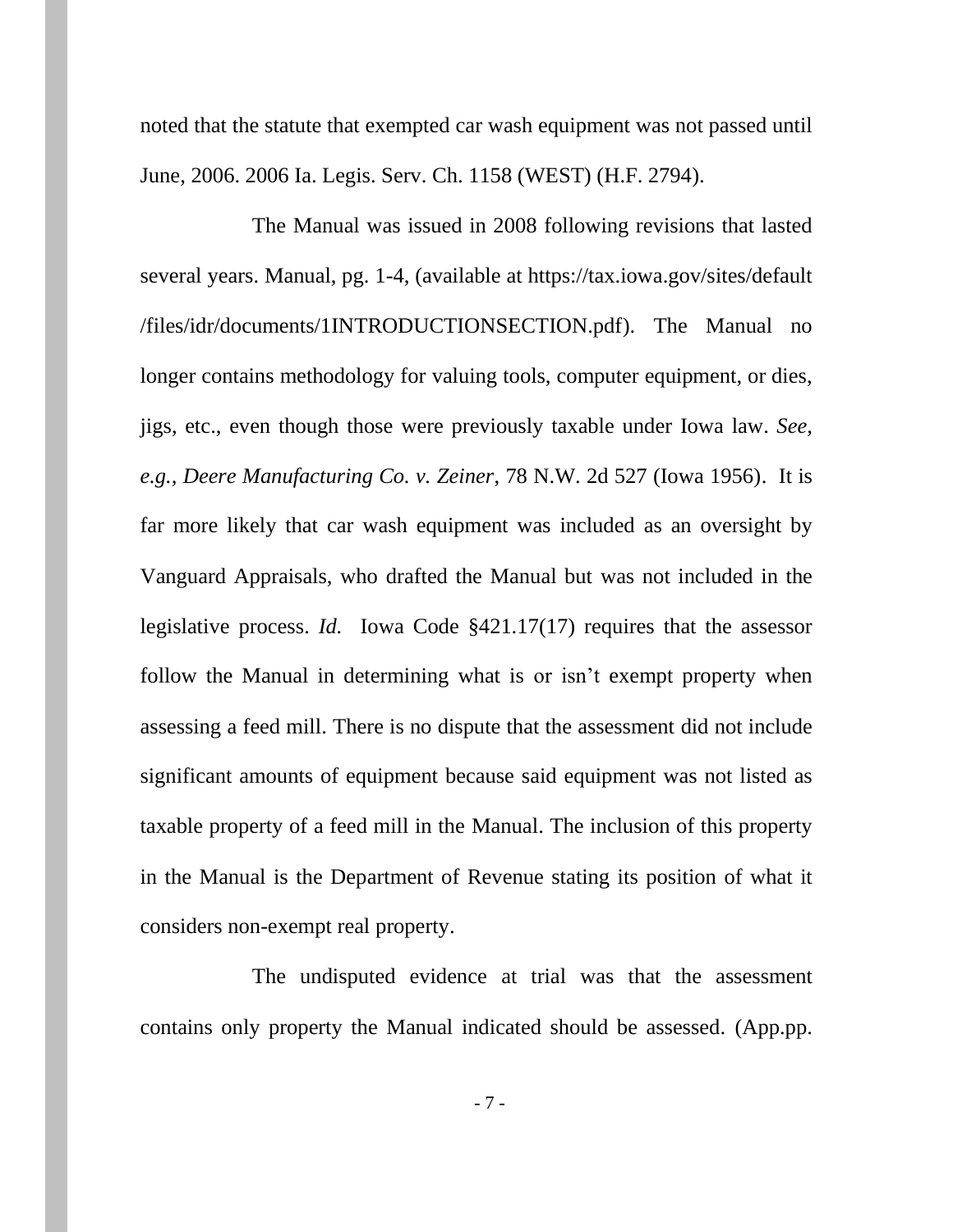noted that the statute that exempted car wash equipment was not passed until June, 2006. 2006 Ia. Legis. Serv. Ch. 1158 (WEST) (H.F. 2794).

The Manual was issued in 2008 following revisions that lasted several years. Manual, pg. 1-4, (available at https://tax.iowa.gov/sites/default /files/idr/documents/1INTRODUCTIONSECTION.pdf). The Manual no longer contains methodology for valuing tools, computer equipment, or dies, jigs, etc., even though those were previously taxable under Iowa law. *See, e.g., Deere Manufacturing Co. v. Zeiner*, 78 N.W. 2d 527 (Iowa 1956). It is far more likely that car wash equipment was included as an oversight by Vanguard Appraisals, who drafted the Manual but was not included in the legislative process. *Id.* Iowa Code §421.17(17) requires that the assessor follow the Manual in determining what is or isn't exempt property when assessing a feed mill. There is no dispute that the assessment did not include significant amounts of equipment because said equipment was not listed as taxable property of a feed mill in the Manual. The inclusion of this property in the Manual is the Department of Revenue stating its position of what it considers non-exempt real property.

The undisputed evidence at trial was that the assessment contains only property the Manual indicated should be assessed. (App.pp.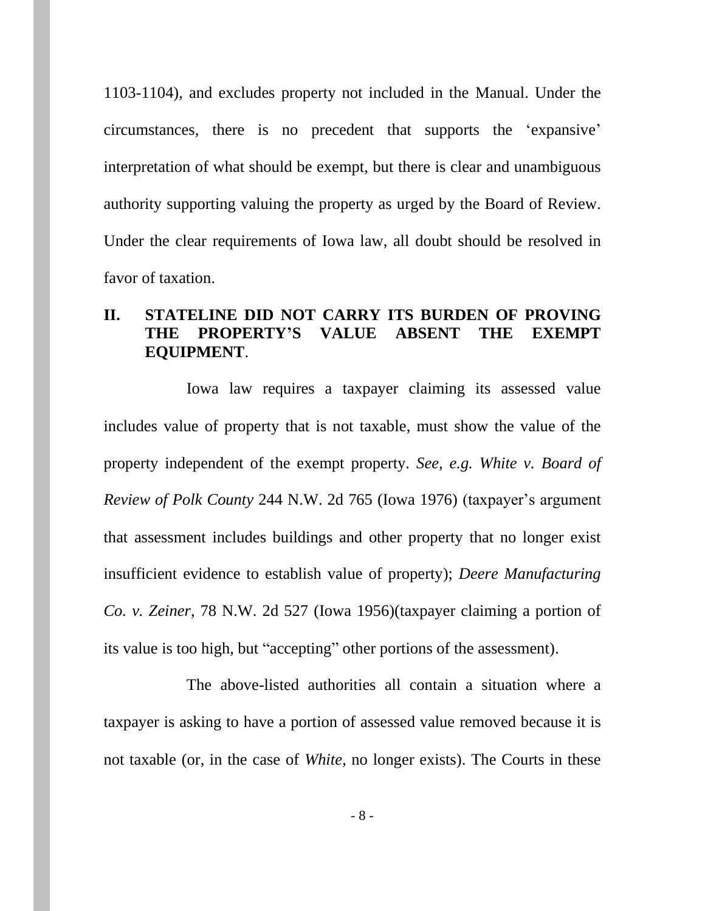1103-1104), and excludes property not included in the Manual. Under the circumstances, there is no precedent that supports the 'expansive' interpretation of what should be exempt, but there is clear and unambiguous authority supporting valuing the property as urged by the Board of Review. Under the clear requirements of Iowa law, all doubt should be resolved in favor of taxation.

## II. STATELINE DID NOT CARRY ITS BURDEN OF PROVING THE PROPERTY'S VALUE ABSENT THE EXEMPT EQUIPMENT.

Iowa law requires a taxpayer claiming its assessed value includes value of property that is not taxable, must show the value of the property independent of the exempt property. *See, e.g. White v. Board of Review of Polk County* 244 N.W. 2d 765 (Iowa 1976) (taxpayer's argument that assessment includes buildings and other property that no longer exist insufficient evidence to establish value of property); *Deere Manufacturing Co. v. Zeiner*, 78 N.W. 2d 527 (Iowa 1956)(taxpayer claiming a portion of its value is too high, but "accepting" other portions of the assessment).

The above-listed authorities all contain a situation where a taxpayer is asking to have a portion of assessed value removed because it is not taxable (or, in the case of *White*, no longer exists). The Courts in these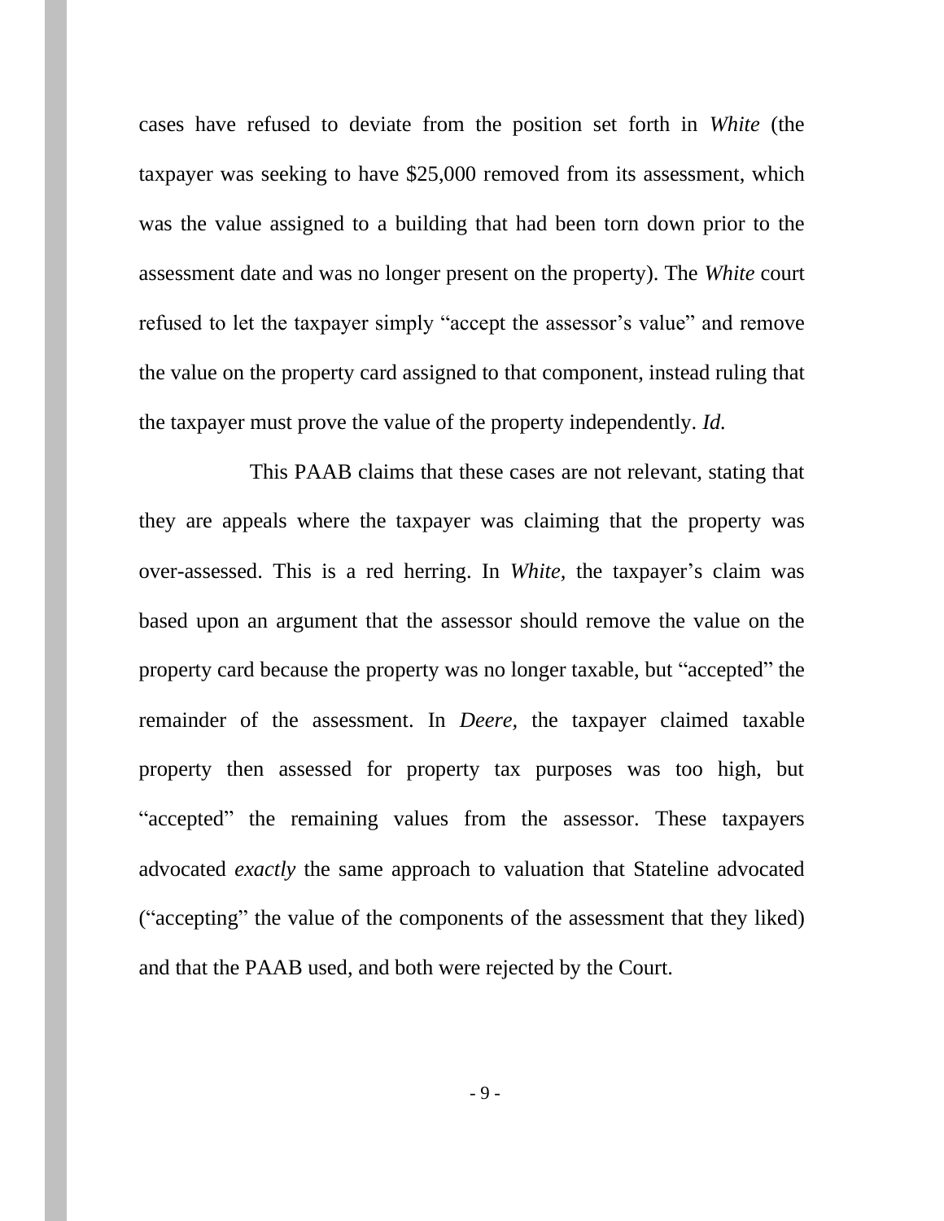cases have refused to deviate from the position set forth in *White* (the taxpayer was seeking to have $25,000 removed from its assessment, which was the value assigned to a building that had been torn down prior to the assessment date and was no longer present on the property). The *White* court refused to let the taxpayer simply "accept the assessor's value" and remove the value on the property card assigned to that component, instead ruling that the taxpayer must prove the value of the property independently. *Id.*

This PAAB claims that these cases are not relevant, stating that they are appeals where the taxpayer was claiming that the property was over-assessed. This is a red herring. In *White,* the taxpayer's claim was based upon an argument that the assessor should remove the value on the property card because the property was no longer taxable, but "accepted" the remainder of the assessment. In *Deere,* the taxpayer claimed taxable property then assessed for property tax purposes was too high, but "accepted" the remaining values from the assessor. These taxpayers advocated *exactly* the same approach to valuation that Stateline advocated ("accepting" the value of the components of the assessment that they liked) and that the PAAB used, and both were rejected by the Court.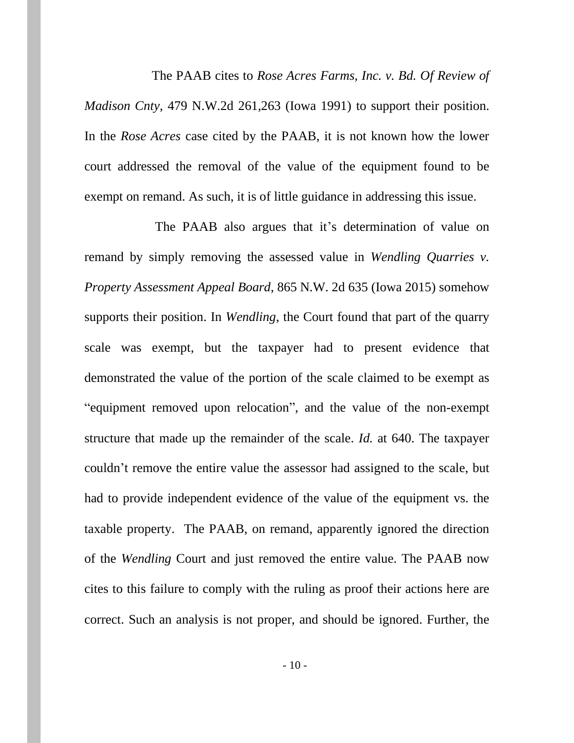The PAAB cites to *Rose Acres Farms, Inc. v. Bd. Of Review of Madison Cnty*, 479 N.W.2d 261,263 (Iowa 1991) to support their position. In the *Rose Acres* case cited by the PAAB, it is not known how the lower court addressed the removal of the value of the equipment found to be exempt on remand. As such, it is of little guidance in addressing this issue.

The PAAB also argues that it's determination of value on remand by simply removing the assessed value in *Wendling Quarries v. Property Assessment Appeal Board*, 865 N.W. 2d 635 (Iowa 2015) somehow supports their position. In *Wendling*, the Court found that part of the quarry scale was exempt, but the taxpayer had to present evidence that demonstrated the value of the portion of the scale claimed to be exempt as "equipment removed upon relocation", and the value of the non-exempt structure that made up the remainder of the scale. *Id.* at 640. The taxpayer couldn't remove the entire value the assessor had assigned to the scale, but had to provide independent evidence of the value of the equipment vs. the taxable property. The PAAB, on remand, apparently ignored the direction of the *Wendling* Court and just removed the entire value. The PAAB now cites to this failure to comply with the ruling as proof their actions here are correct. Such an analysis is not proper, and should be ignored. Further, the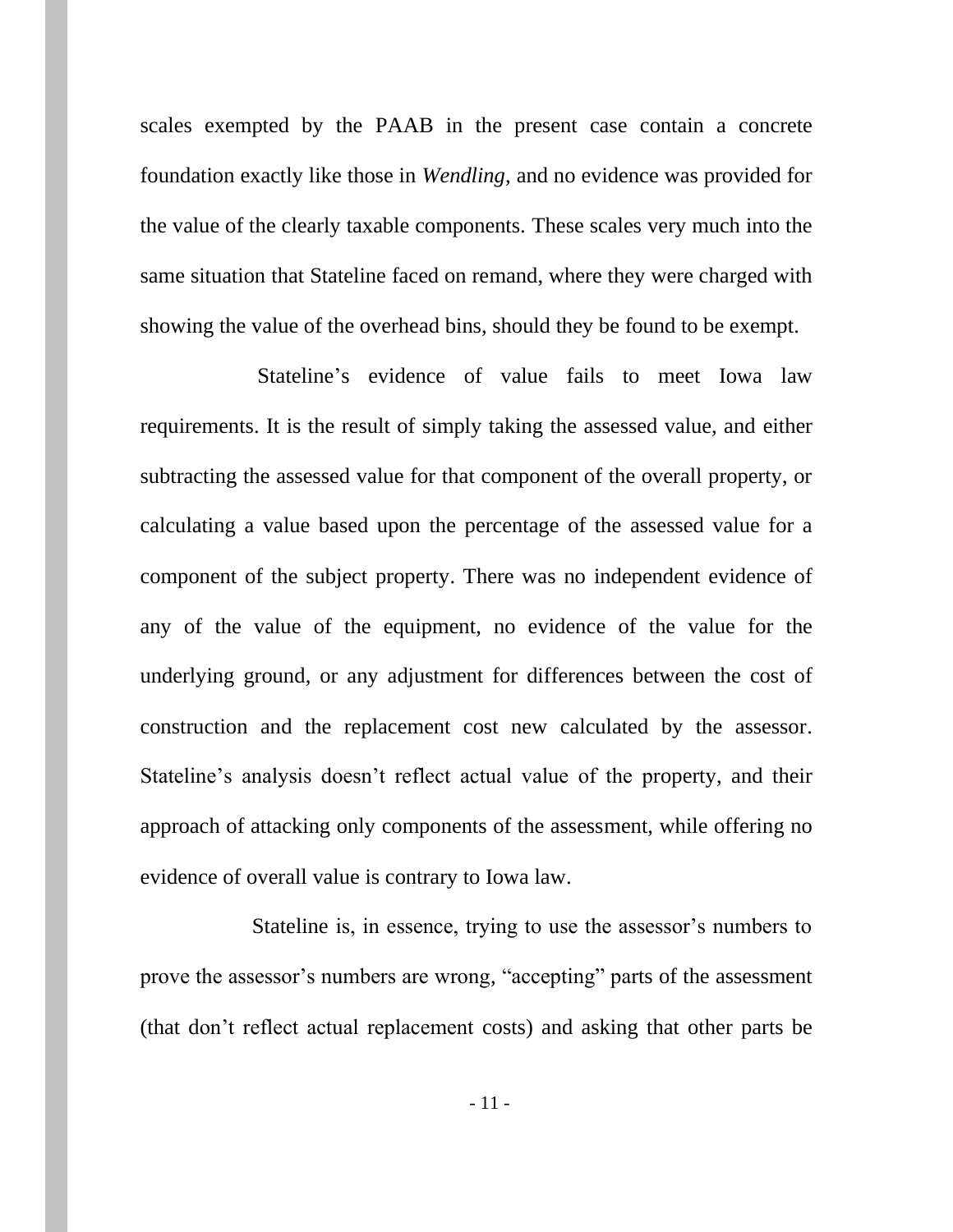scales exempted by the PAAB in the present case contain a concrete foundation exactly like those in *Wendling*, and no evidence was provided for the value of the clearly taxable components. These scales very much into the same situation that Stateline faced on remand, where they were charged with showing the value of the overhead bins, should they be found to be exempt.

Stateline's evidence of value fails to meet Iowa law requirements. It is the result of simply taking the assessed value, and either subtracting the assessed value for that component of the overall property, or calculating a value based upon the percentage of the assessed value for a component of the subject property. There was no independent evidence of any of the value of the equipment, no evidence of the value for the underlying ground, or any adjustment for differences between the cost of construction and the replacement cost new calculated by the assessor. Stateline's analysis doesn't reflect actual value of the property, and their approach of attacking only components of the assessment, while offering no evidence of overall value is contrary to Iowa law.

Stateline is, in essence, trying to use the assessor's numbers to prove the assessor's numbers are wrong, "accepting" parts of the assessment (that don't reflect actual replacement costs) and asking that other parts be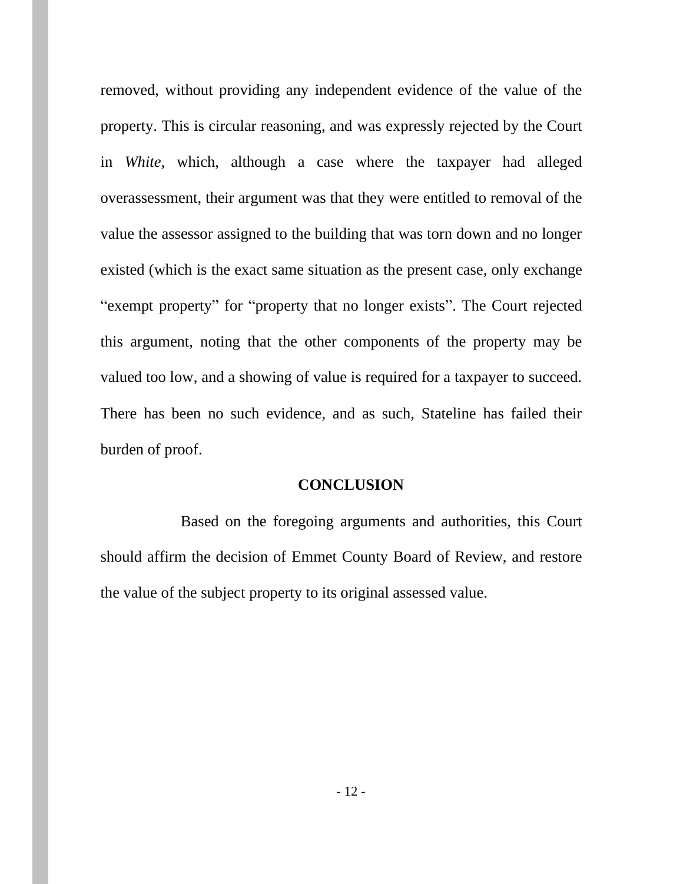removed, without providing any independent evidence of the value of the property. This is circular reasoning, and was expressly rejected by the Court in *White*, which, although a case where the taxpayer had alleged overassessment, their argument was that they were entitled to removal of the value the assessor assigned to the building that was torn down and no longer existed (which is the exact same situation as the present case, only exchange "exempt property" for "property that no longer exists". The Court rejected this argument, noting that the other components of the property may be valued too low, and a showing of value is required for a taxpayer to succeed. There has been no such evidence, and as such, Stateline has failed their burden of proof.

## CONCLUSION

Based on the foregoing arguments and authorities, this Court should affirm the decision of Emmet County Board of Review, and restore the value of the subject property to its original assessed value.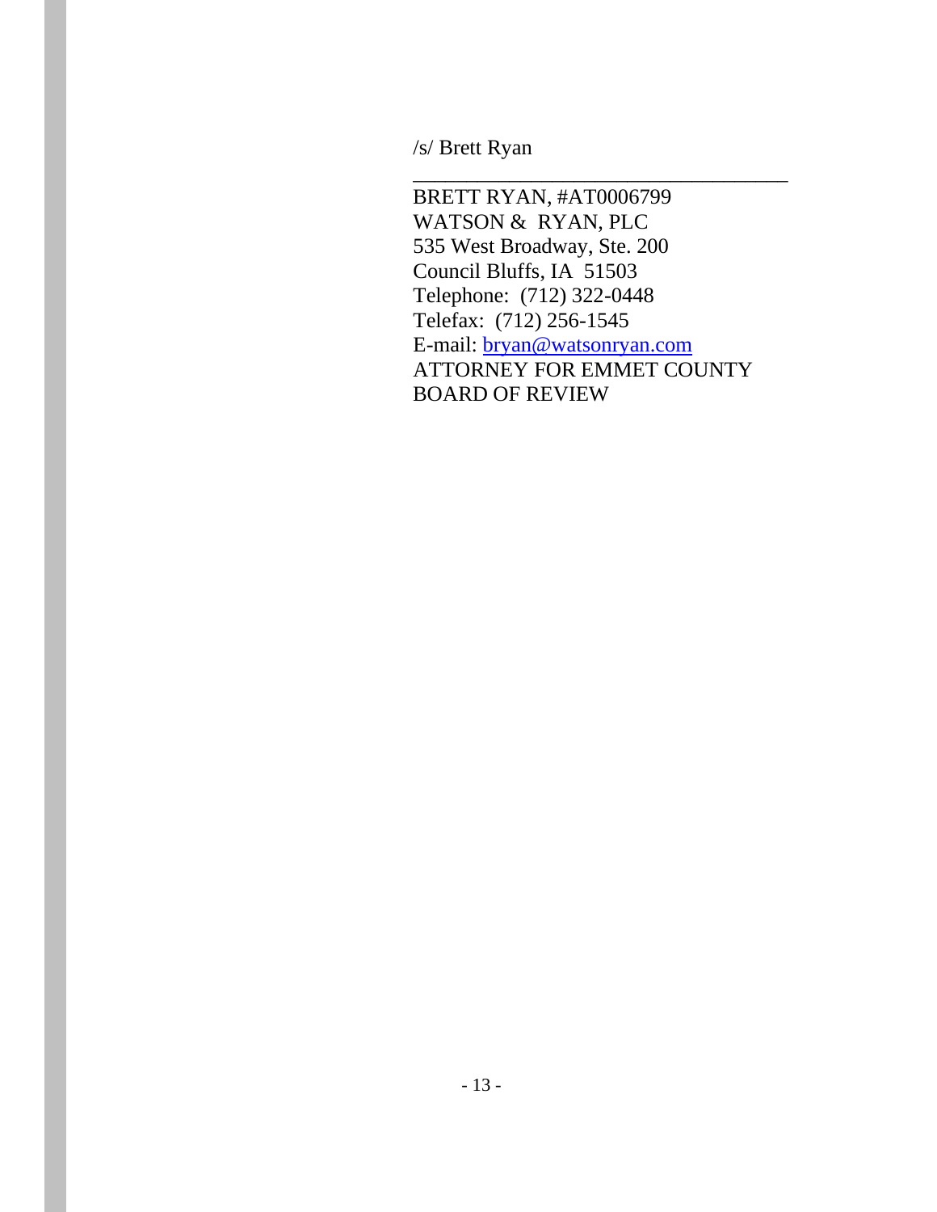/s/ Brett Ryan

\_\_\_\_\_\_\_\_\_\_\_\_\_\_\_\_\_\_\_\_\_\_\_\_\_\_\_\_\_\_\_\_\_\_\_\_

BRETT RYAN, #AT0006799
WATSON & RYAN, PLC
535 West Broadway, Ste. 200
Council Bluffs, IA 51503
Telephone: (712) 322-0448
Telefax: (712) 256-1545
E-mail: bryan@watsonryan.com
ATTORNEY FOR EMMET COUNTY
BOARD OF REVIEW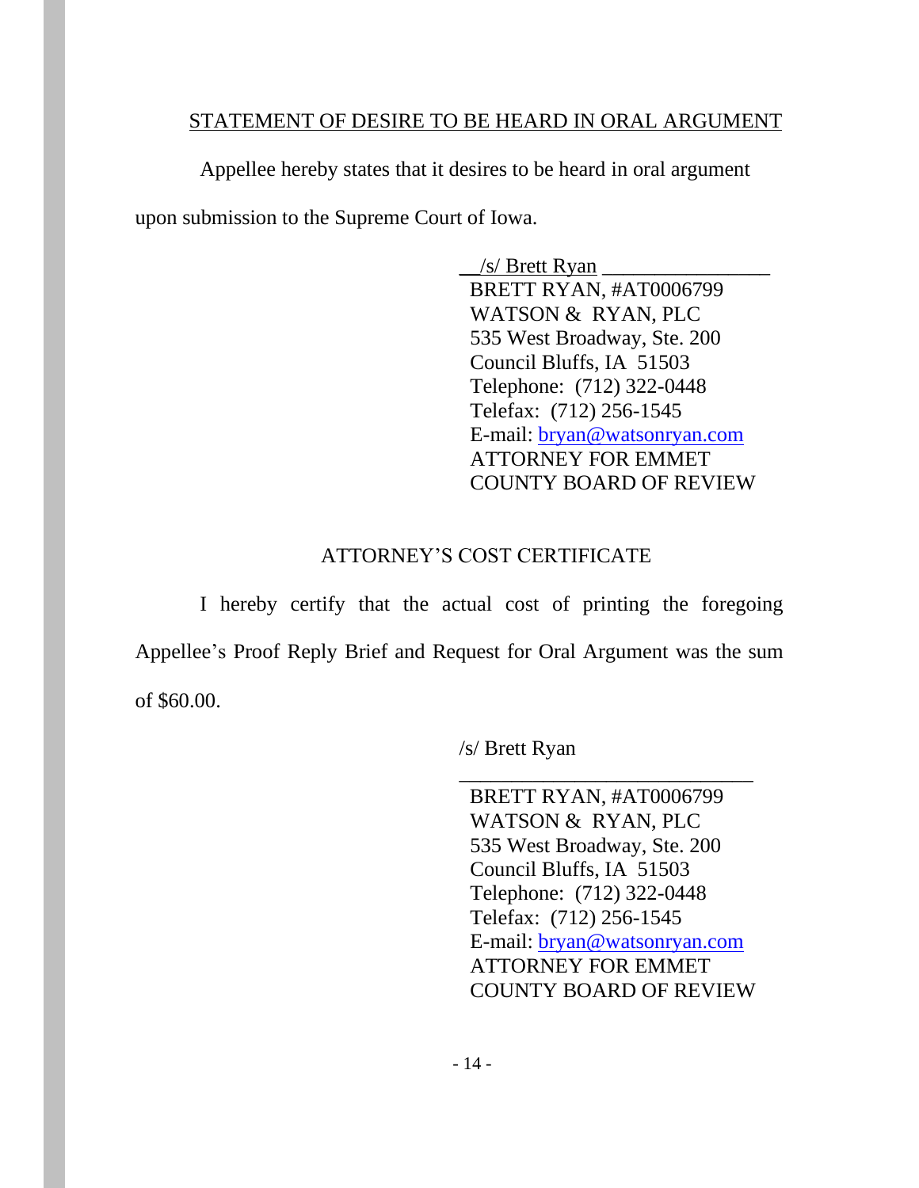## STATEMENT OF DESIRE TO BE HEARD IN ORAL ARGUMENT

Appellee hereby states that it desires to be heard in oral argument upon submission to the Supreme Court of Iowa.

/s/ Brett Ryan
BRETT RYAN, #AT0006799
WATSON & RYAN, PLC
535 West Broadway, Ste. 200
Council Bluffs, IA 51503
Telephone: (712) 322-0448
Telefax: (712) 256-1545
E-mail: bryan@watsonryan.com
ATTORNEY FOR EMMET COUNTY BOARD OF REVIEW

## ATTORNEY'S COST CERTIFICATE

I hereby certify that the actual cost of printing the foregoing Appellee's Proof Reply Brief and Request for Oral Argument was the sum of $60.00.

/s/ Brett Ryan
BRETT RYAN, #AT0006799
WATSON & RYAN, PLC
535 West Broadway, Ste. 200
Council Bluffs, IA 51503
Telephone: (712) 322-0448
Telefax: (712) 256-1545
E-mail: bryan@watsonryan.com
ATTORNEY FOR EMMET COUNTY BOARD OF REVIEW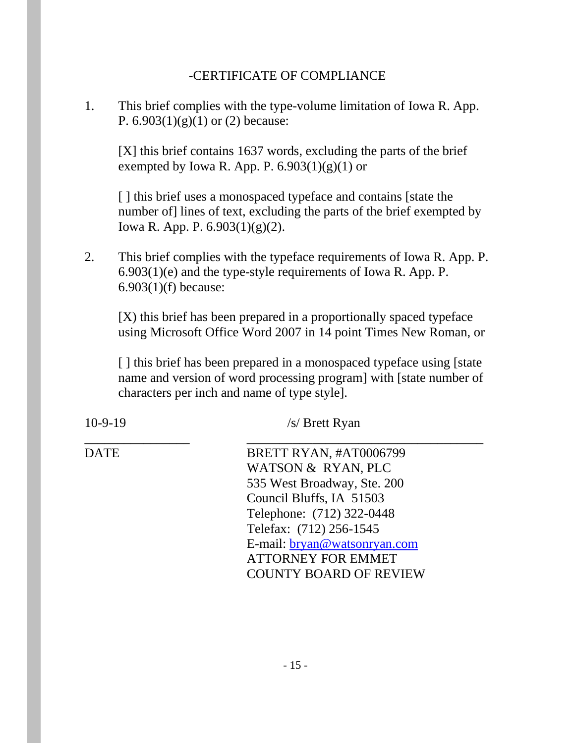## -CERTIFICATE OF COMPLIANCE

1. This brief complies with the type-volume limitation of Iowa R. App. P. 6.903(1)(g)(1) or (2) because:

   [X] this brief contains 1637 words, excluding the parts of the brief exempted by Iowa R. App. P. 6.903(1)(g)(1) or

   [ ] this brief uses a monospaced typeface and contains [state the number of] lines of text, excluding the parts of the brief exempted by Iowa R. App. P. 6.903(1)(g)(2).

2. This brief complies with the typeface requirements of Iowa R. App. P. 6.903(1)(e) and the type-style requirements of Iowa R. App. P. 6.903(1)(f) because:

   [X) this brief has been prepared in a proportionally spaced typeface using Microsoft Office Word 2007 in 14 point Times New Roman, or

   [ ] this brief has been prepared in a monospaced typeface using [state name and version of word processing program] with [state number of characters per inch and name of type style].

10-9-19 /s/ Brett Ryan

_______________ ___________________________________

DATE

BRETT RYAN, #AT0006799
WATSON & RYAN, PLC
535 West Broadway, Ste. 200
Council Bluffs, IA 51503
Telephone: (712) 322-0448
Telefax: (712) 256-1545
E-mail: bryan@watsonryan.com
ATTORNEY FOR EMMET
COUNTY BOARD OF REVIEW